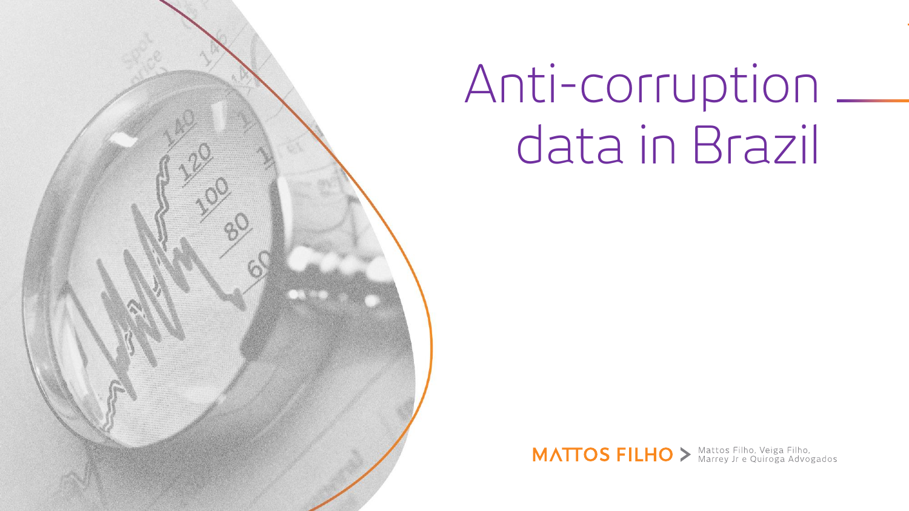# Anti-corruption data in Brazil

MATTOS FILHO > Mattos Filho, Veiga Filho, Marrey Jr e Quiroga Advogados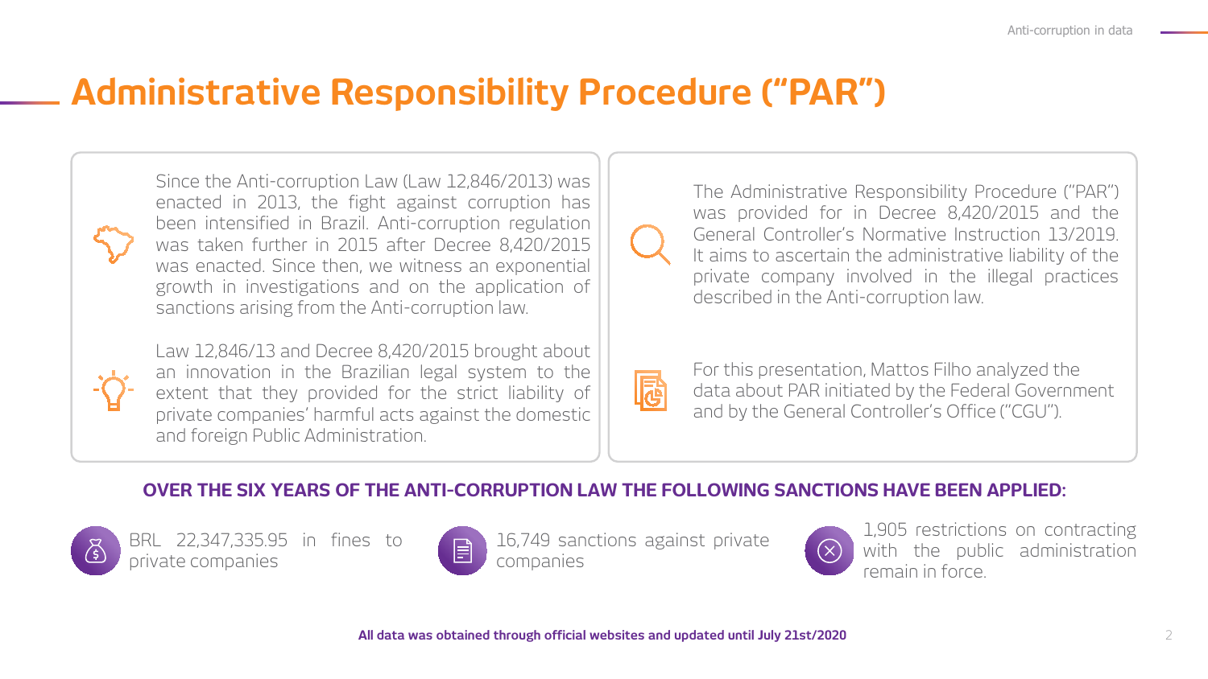# Administrative Responsibility Procedure ("PAR")

Since the Anti-corruption Law (Law 12,846/2013) was enacted in 2013, the fight against corruption has been intensified in Brazil. Anti-corruption regulation was taken further in 2015 after Decree 8,420/2015 was enacted. Since then, we witness an exponential growth in investigations and on the application of sanctions arising from the Anti-corruption law.

Law 12,846/13 and Decree 8,420/2015 brought about an innovation in the Brazilian legal system to the extent that they provided for the strict liability of private companies' harmful acts against the domestic and foreign Public Administration.

The Administrative Responsibility Procedure ("PAR") was provided for in Decree 8,420/2015 and the General Controller's Normative Instruction 13/2019. It aims to ascertain the administrative liability of the private company involved in the illegal practices described in the Anti-corruption law.

For this presentation, Mattos Filho analyzed the data about PAR initiated by the Federal Government and by the General Controller's Office ("CGU").

## OVER THE SIX YEARS OF THE ANTI-CORRUPTION LAW THE FOLLOWING SANCTIONS HAVE BEEN APPLIED:

- BRL 22,347,335.95 in fines to private companies
- 16,749 sanctions against private companies
- 1,905 restrictions on contracting with the public administration remain in force.

**All data was obtained through official websites and updated until July 21st/2020**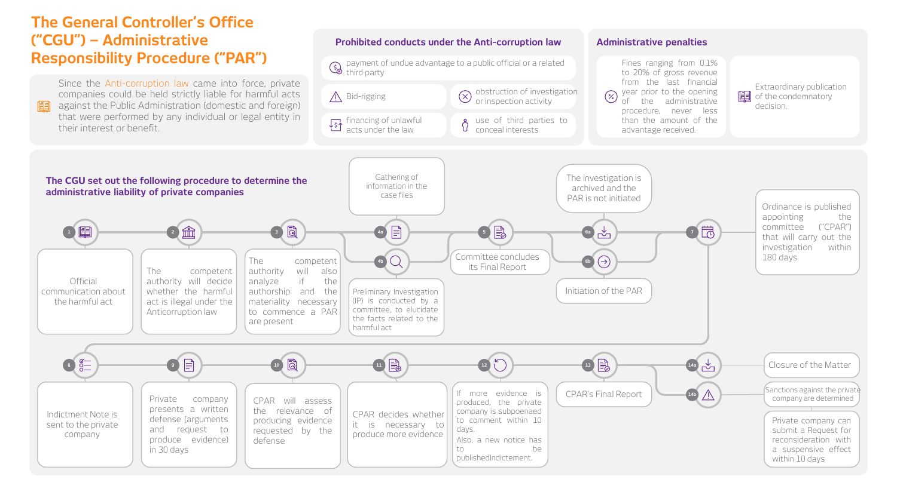# The General Controller's Office ("CGU") – Administrative Responsibility Procedure ("PAR")

Since the Anti-corruption law came into force, private companies could be held strictly liable for harmful acts against the Public Administration (domestic and foreign) that were performed by any individual or legal entity in their interest or benefit.

## Prohibited conducts under the Anti-corruption law

- payment of undue advantage to a public official or a related third party
- Bid-rigging
- obstruction of investigation or inspection activity
- financing of unlawful acts under the law
- use of third parties to conceal interests

## Administrative penalties

- Fines ranging from 0.1% to 20% of gross revenue from the last financial year prior to the opening of the administrative procedure, never less than the amount of the advantage received.
- Extraordinary publication of the condemnatory decision.

## The CGU set out the following procedure to determine the administrative liability of private companies

1. Official communication about the harmful act
2. The competent authority will decide whether the harmful act is illegal under the Anticorruption law
3. The competent authority will also analyze if the authorship and the materiality necessary to commence a PAR are present

4a. Gathering of information in the case files

4b. Preliminary Investigation (IP) is conducted by a committee, to elucidate the facts related to the harmful act

5. Committee concludes its Final Report

6a. The investigation is archived and the PAR is not initiated

6b. Initiation of the PAR

7. Ordinance is published appointing the committee ("CPAR") that will carry out the investigation within 180 days
8. Indictment Note is sent to the private company
9. Private company presents a written defense (arguments and request to produce evidence) in 30 days
10. CPAR will assess the relevance of producing evidence requested by the defense
11. CPAR decides whether it is necessary to produce more evidence
12. If more evidence is produced, the private company is subpoenaed to comment within 10 days. Also, a new notice has to be publishedIndictement.
13. CPAR's Final Report

14a. Closure of the Matter

14b. Sanctions against the private company are determined

Private company can submit a Request for reconsideration with a suspensive effect within 10 days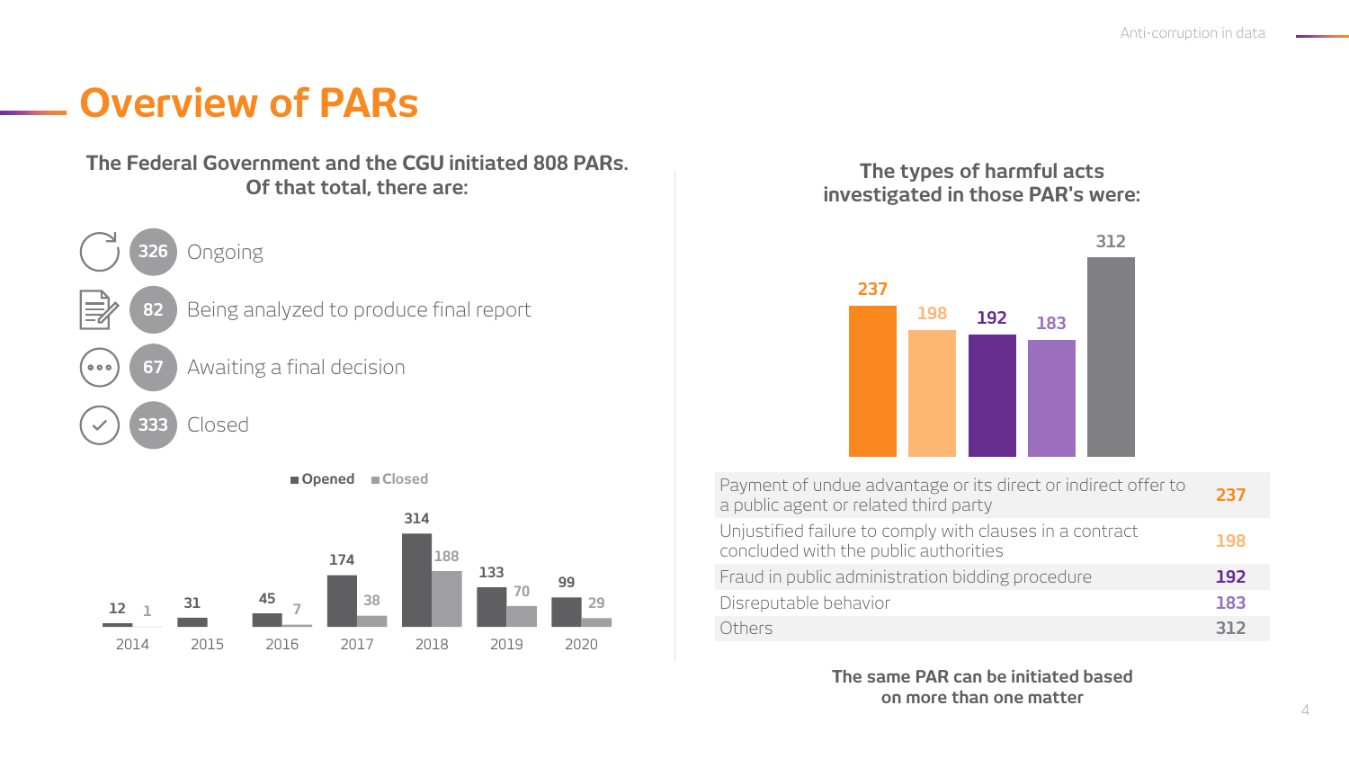# Overview of PARs

**The Federal Government and the CGU initiated 808 PARs. Of that total, there are:**

- **326** Ongoing
- **82** Being analyzed to produce final report
- **67** Awaiting a final decision
- **333** Closed

| Year | Opened | Closed |
| --- | --- | --- |
| 2014 | 12 | 1 |
| 2015 | 31 | |
| 2016 | 45 | 7 |
| 2017 | 174 | 38 |
| 2018 | 314 | 188 |
| 2019 | 133 | 70 |
| 2020 | 99 | 29 |

**The types of harmful acts investigated in those PAR's were:**

| Type | Number |
| --- | --- |
| Payment of undue advantage or its direct or indirect offer to a public agent or related third party | 237 |
| Unjustified failure to comply with clauses in a contract concluded with the public authorities | 198 |
| Fraud in public administration bidding procedure | 192 |
| Disreputable behavior | 183 |
| Others | 312 |

**The same PAR can be initiated based on more than one matter**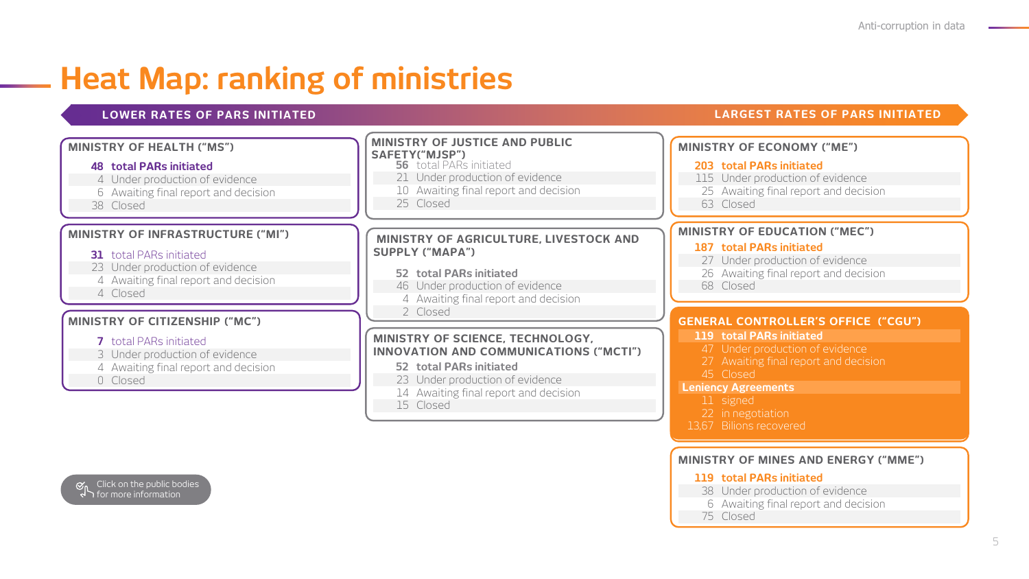# Heat Map: ranking of ministries

LOWER RATES OF PARS INITIATED → LARGEST RATES OF PARS INITIATED

### MINISTRY OF HEALTH ("MS")

**48 total PARs initiated**
- 4 Under production of evidence
- 6 Awaiting final report and decision
- 38 Closed

### MINISTRY OF INFRASTRUCTURE ("MI")

**31 total PARs initiated**
- 23 Under production of evidence
- 4 Awaiting final report and decision
- 4 Closed

### MINISTRY OF CITIZENSHIP ("MC")

**7 total PARs initiated**
- 3 Under production of evidence
- 4 Awaiting final report and decision
- 0 Closed

### MINISTRY OF JUSTICE AND PUBLIC SAFETY("MJSP")

**56 total PARs initiated**
- 21 Under production of evidence
- 10 Awaiting final report and decision
- 25 Closed

### MINISTRY OF AGRICULTURE, LIVESTOCK AND SUPPLY ("MAPA")

**52 total PARs initiated**
- 46 Under production of evidence
- 4 Awaiting final report and decision
- 2 Closed

### MINISTRY OF SCIENCE, TECHNOLOGY, INNOVATION AND COMMUNICATIONS ("MCTI")

**52 total PARs initiated**
- 23 Under production of evidence
- 14 Awaiting final report and decision
- 15 Closed

### MINISTRY OF ECONOMY ("ME")

**203 total PARs initiated**
- 115 Under production of evidence
- 25 Awaiting final report and decision
- 63 Closed

### MINISTRY OF EDUCATION ("MEC")

**187 total PARs initiated**
- 27 Under production of evidence
- 26 Awaiting final report and decision
- 68 Closed

### GENERAL CONTROLLER'S OFFICE ("CGU")

**119 total PARs initiated**
- 47 Under production of evidence
- 27 Awaiting final report and decision
- 45 Closed

**Leniency Agreements**
- 11 signed
- 22 in negotiation
- 13,67 Billions recovered

### MINISTRY OF MINES AND ENERGY ("MME")

**119 total PARs initiated**
- 38 Under production of evidence
- 6 Awaiting final report and decision
- 75 Closed

Click on the public bodies for more information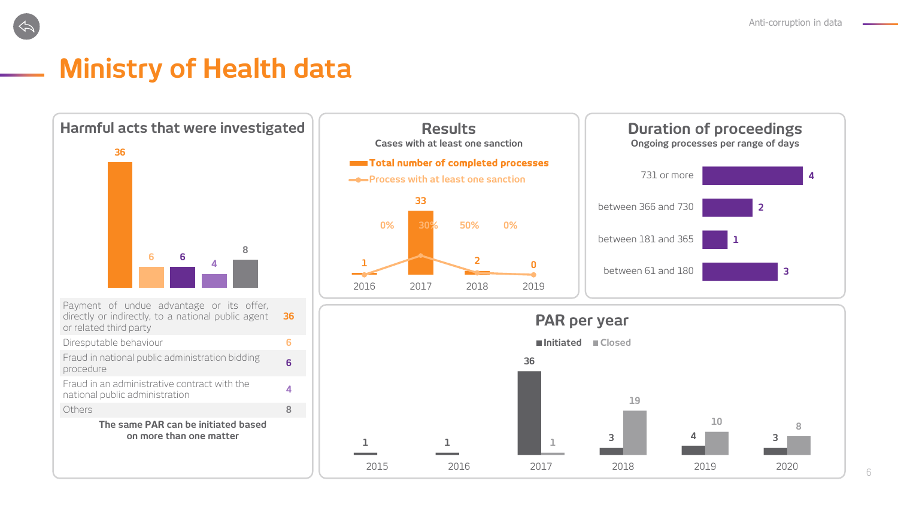# Ministry of Health data

## Harmful acts that were investigated

| Harmful act | Count |
|---|---|
| Payment of undue advantage or its offer, directly or indirectly, to a national public agent or related third party | 36 |
| Direputable behaviour | 6 |
| Fraud in national public administration bidding procedure | 6 |
| Fraud in an administrative contract with the national public administration | 4 |
| Others | 8 |

**The same PAR can be initiated based on more than one matter**

## Results

**Cases with at least one sanction**

| Year | Total number of completed processes | Process with at least one sanction |
|---|---|---|
| 2016 | 1 | 0% |
| 2017 | 33 | 30% |
| 2018 | 2 | 50% |
| 2019 | 0 | 0% |

## Duration of proceedings

**Ongoing processes per range of days**

| Range of days | Processes |
|---|---|
| 731 or more | 4 |
| between 366 and 730 | 2 |
| between 181 and 365 | 1 |
| between 61 and 180 | 3 |

## PAR per year

| Year | Initiated | Closed |
|---|---|---|
| 2015 | 1 | |
| 2016 | 1 | |
| 2017 | 36 | 1 |
| 2018 | 3 | 19 |
| 2019 | 4 | 10 |
| 2020 | 3 | 8 |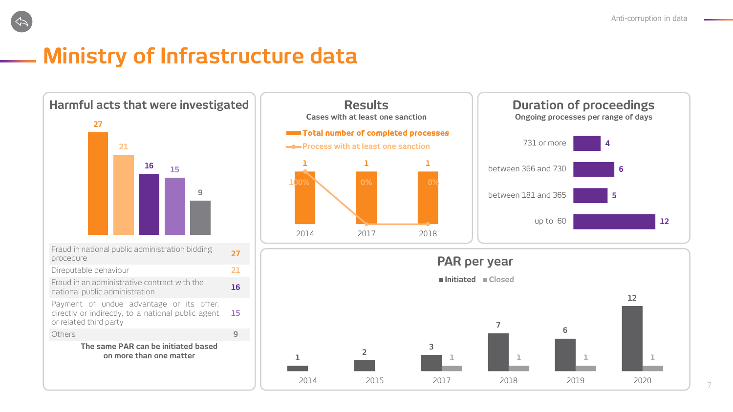# Ministry of Infrastructure data

## Harmful acts that were investigated

| Harmful act | Count |
|---|---|
| Fraud in national public administration bidding procedure | 27 |
| Direputable behaviour | 21 |
| Fraud in an administrative contract with the national public administration | 16 |
| Payment of undue advantage or its offer, directly or indirectly, to a national public agent or related third party | 15 |
| Others | 9 |

**The same PAR can be initiated based on more than one matter**

## Results

**Cases with at least one sanction**

| Year | Total number of completed processes | Process with at least one sanction |
|---|---|---|
| 2014 | 1 | 100% |
| 2017 | 1 | 0% |
| 2018 | 1 | 0% |

## Duration of proceedings

**Ongoing processes per range of days**

| Range of days | Processes |
|---|---|
| 731 or more | 4 |
| between 366 and 730 | 6 |
| between 181 and 365 | 5 |
| up to 60 | 12 |

## PAR per year

| Year | Initiated | Closed |
|---|---|---|
| 2014 | 1 | |
| 2015 | 2 | |
| 2017 | 3 | 1 |
| 2018 | 7 | 1 |
| 2019 | 6 | 1 |
| 2020 | 12 | 1 |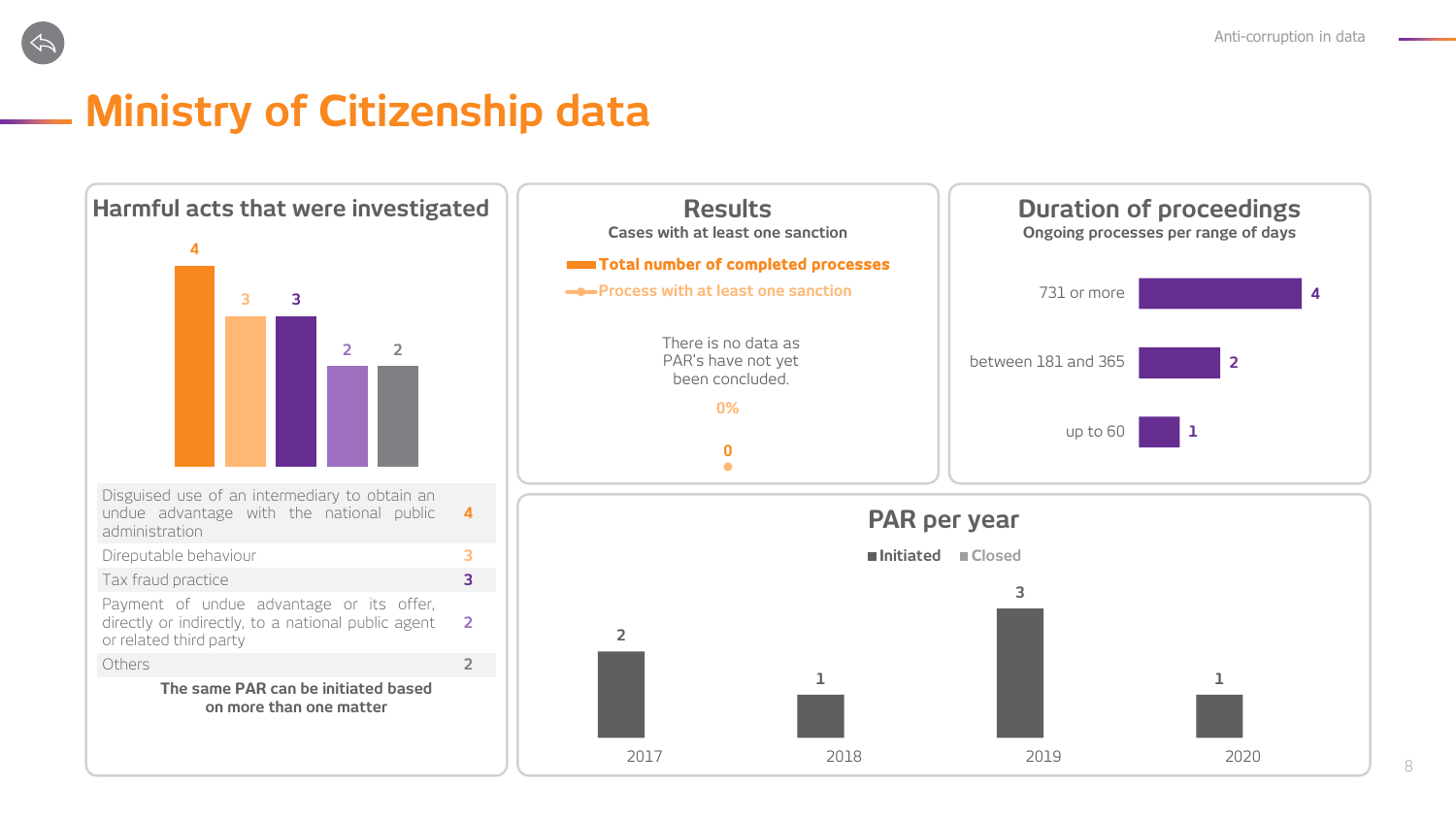# Ministry of Citizenship data

## Harmful acts that were investigated

| Harmful act | Count |
|---|---|
| Disguised use of an intermediary to obtain an undue advantage with the national public administration | 4 |
| Direputable behaviour | 3 |
| Tax fraud practice | 3 |
| Payment of undue advantage or its offer, directly or indirectly, to a national public agent or related third party | 2 |
| Others | 2 |

**The same PAR can be initiated based on more than one matter**

## Results

**Cases with at least one sanction**

**Total number of completed processes**

**Process with at least one sanction**

There is no data as PAR's have not yet been concluded.

0%

0

## Duration of proceedings

**Ongoing processes per range of days**

| Range of days | Processes |
|---|---|
| 731 or more | 4 |
| between 181 and 365 | 2 |
| up to 60 | 1 |

## PAR per year

**Initiated** **Closed**

| Year | Initiated |
|---|---|
| 2017 | 2 |
| 2018 | 1 |
| 2019 | 3 |
| 2020 | 1 |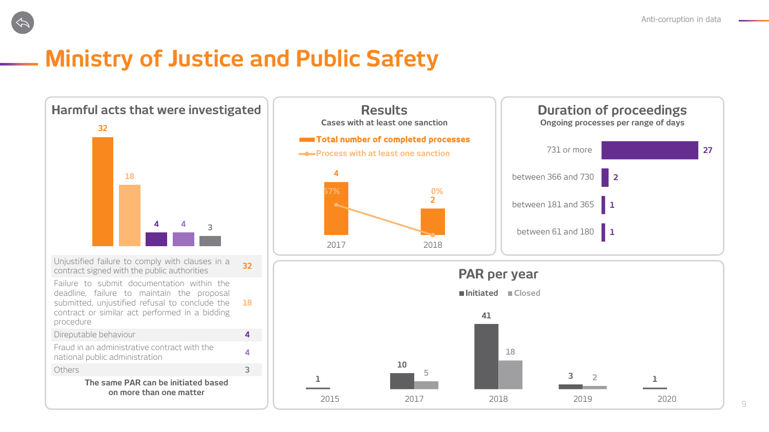# Ministry of Justice and Public Safety

## Harmful acts that were investigated

| Harmful act | Number |
| --- | --- |
| Unjustified failure to comply with clauses in a contract signed with the public authorities | 32 |
| Failure to submit documentation within the deadline, failure to maintain the proposal submitted, unjustified refusal to conclude the contract or similar act performed in a bidding procedure | 18 |
| Direputable behaviour | 4 |
| Fraud in an administrative contract with the national public administration | 4 |
| Others | 3 |

**The same PAR can be initiated based on more than one matter**

## Results

**Cases with at least one sanction**

| Year | Total number of completed processes | Process with at least one sanction |
| --- | --- | --- |
| 2017 | 4 | 57% |
| 2018 | 2 | 0% |

## Duration of proceedings

**Ongoing processes per range of days**

| Range of days | Processes |
| --- | --- |
| 731 or more | 27 |
| between 366 and 730 | 2 |
| between 181 and 365 | 1 |
| between 61 and 180 | 1 |

## PAR per year

| Year | Initiated | Closed |
| --- | --- | --- |
| 2015 | 1 | |
| 2017 | 10 | 5 |
| 2018 | 41 | 18 |
| 2019 | 3 | 2 |
| 2020 | 1 | |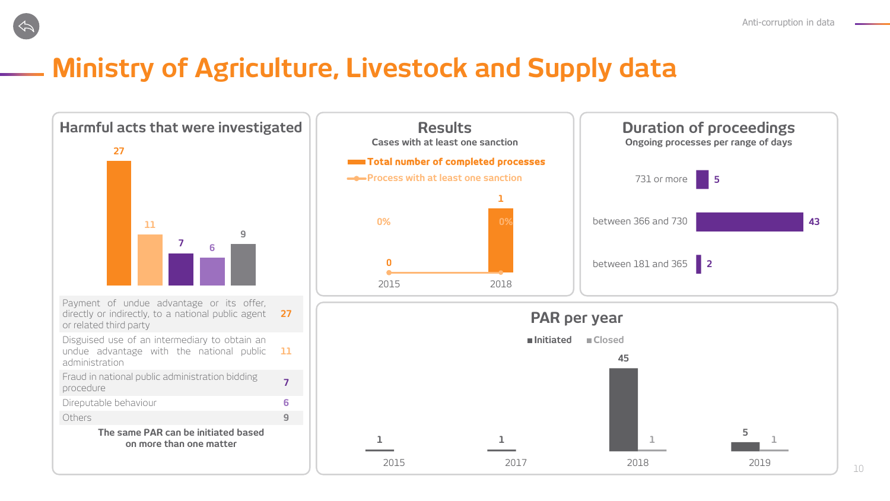# Ministry of Agriculture, Livestock and Supply data

## Harmful acts that were investigated

| Harmful act | Count |
|---|---|
| Payment of undue advantage or its offer, directly or indirectly, to a national public agent or related third party | 27 |
| Disguised use of an intermediary to obtain an undue advantage with the national public administration | 11 |
| Fraud in national public administration bidding procedure | 7 |
| Direputable behaviour | 6 |
| Others | 9 |

**The same PAR can be initiated based on more than one matter**

## Results

**Cases with at least one sanction**

| Year | Total number of completed processes | Process with at least one sanction |
|---|---|---|
| 2015 | 0 | 0% |
| 2018 | 1 | 0% |

## Duration of proceedings

**Ongoing processes per range of days**

| Range of days | Processes |
|---|---|
| 731 or more | 5 |
| between 366 and 730 | 43 |
| between 181 and 365 | 2 |

## PAR per year

| Year | Initiated | Closed |
|---|---|---|
| 2015 | 1 | |
| 2017 | 1 | |
| 2018 | 45 | 1 |
| 2019 | 5 | 1 |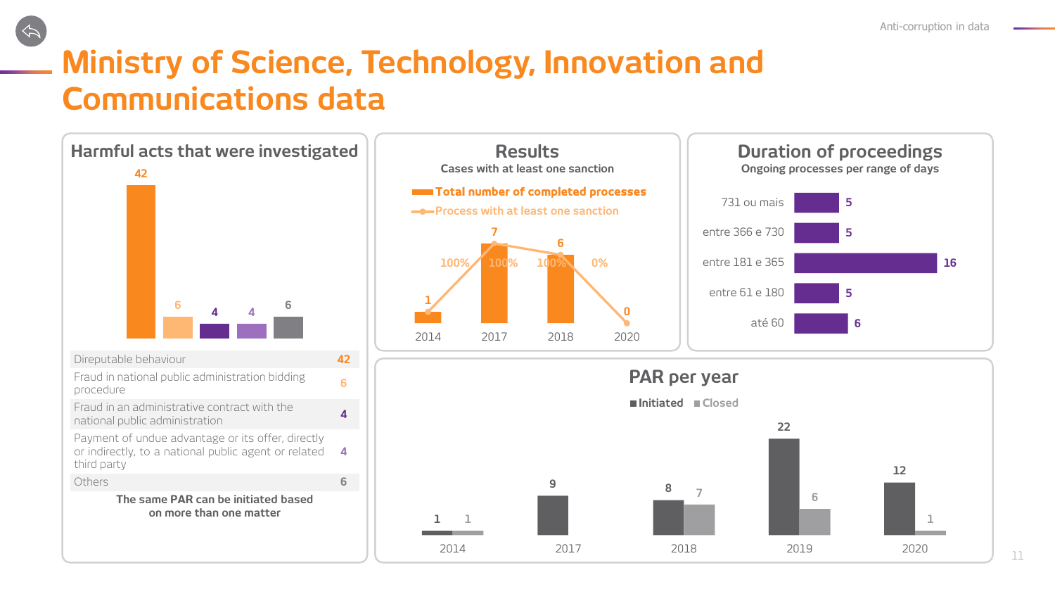# Ministry of Science, Technology, Innovation and Communications data

## Harmful acts that were investigated

| Harmful act | Count |
|---|---|
| Direputable behaviour | 42 |
| Fraud in national public administration bidding procedure | 6 |
| Fraud in an administrative contract with the national public administration | 4 |
| Payment of undue advantage or its offer, directly or indirectly, to a national public agent or related third party | 4 |
| Others | 6 |

**The same PAR can be initiated based on more than one matter**

## Results

**Cases with at least one sanction**

| Year | Total number of completed processes | Process with at least one sanction |
|---|---|---|
| 2014 | 1 | 100% |
| 2017 | 7 | 100% |
| 2018 | 6 | 100% |
| 2020 | 0 | 0% |

## Duration of proceedings

**Ongoing processes per range of days**

| Range | Count |
|---|---|
| 731 ou mais | 5 |
| entre 366 e 730 | 5 |
| entre 181 e 365 | 16 |
| entre 61 e 180 | 5 |
| até 60 | 6 |

## PAR per year

| Year | Initiated | Closed |
|---|---|---|
| 2014 | 1 | 1 |
| 2017 | 9 | |
| 2018 | 8 | 7 |
| 2019 | 22 | 6 |
| 2020 | 12 | 1 |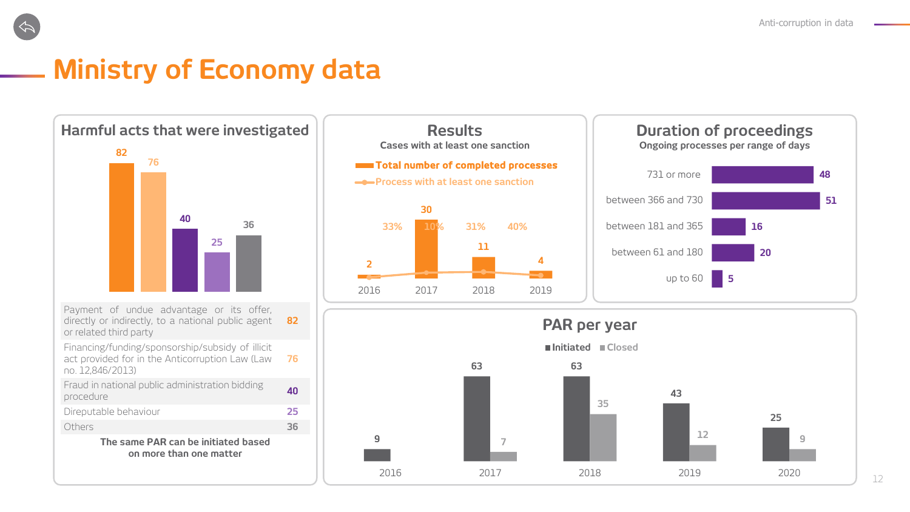# Ministry of Economy data

## Harmful acts that were investigated

| Harmful act | Count |
|---|---|
| Payment of undue advantage or its offer, directly or indirectly, to a national public agent or related third party | 82 |
| Financing/funding/sponsorship/subsidy of illicit act provided for in the Anticorruption Law (Law no. 12,846/2013) | 76 |
| Fraud in national public administration bidding procedure | 40 |
| Direputable behaviour | 25 |
| Others | 36 |

**The same PAR can be initiated based on more than one matter**

## Results

**Cases with at least one sanction**

| Year | Total number of completed processes | Process with at least one sanction |
|---|---|---|
| 2016 | 2 | 33% |
| 2017 | 30 | 10% |
| 2018 | 11 | 31% |
| 2019 | 4 | 40% |

## Duration of proceedings

**Ongoing processes per range of days**

| Range of days | Processes |
|---|---|
| 731 or more | 48 |
| between 366 and 730 | 51 |
| between 181 and 365 | 16 |
| between 61 and 180 | 20 |
| up to 60 | 5 |

## PAR per year

| Year | Initiated | Closed |
|---|---|---|
| 2016 | 9 | |
| 2017 | 63 | 7 |
| 2018 | 63 | 35 |
| 2019 | 43 | 12 |
| 2020 | 25 | 9 |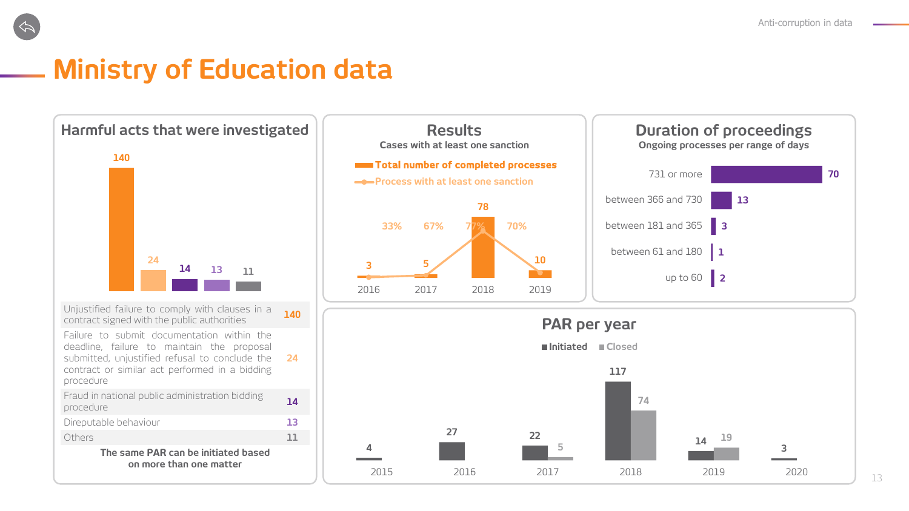# Ministry of Education data

## Harmful acts that were investigated

| Harmful act | Count |
|---|---|
| Unjustified failure to comply with clauses in a contract signed with the public authorities | 140 |
| Failure to submit documentation within the deadline, failure to maintain the proposal submitted, unjustified refusal to conclude the contract or similar act performed in a bidding procedure | 24 |
| Fraud in national public administration bidding procedure | 14 |
| Direputable behaviour | 13 |
| Others | 11 |

**The same PAR can be initiated based on more than one matter**

## Results

**Cases with at least one sanction**

| Year | Total number of completed processes | Process with at least one sanction |
|---|---|---|
| 2016 | 3 | 33% |
| 2017 | 5 | 67% |
| 2018 | 78 | 77% |
| 2019 | 10 | 70% |

## Duration of proceedings

**Ongoing processes per range of days**

| Range of days | Processes |
|---|---|
| 731 or more | 70 |
| between 366 and 730 | 13 |
| between 181 and 365 | 3 |
| between 61 and 180 | 1 |
| up to 60 | 2 |

## PAR per year

| Year | Initiated | Closed |
|---|---|---|
| 2015 | 4 | |
| 2016 | 27 | |
| 2017 | 22 | 5 |
| 2018 | 117 | 74 |
| 2019 | 14 | 19 |
| 2020 | 3 | |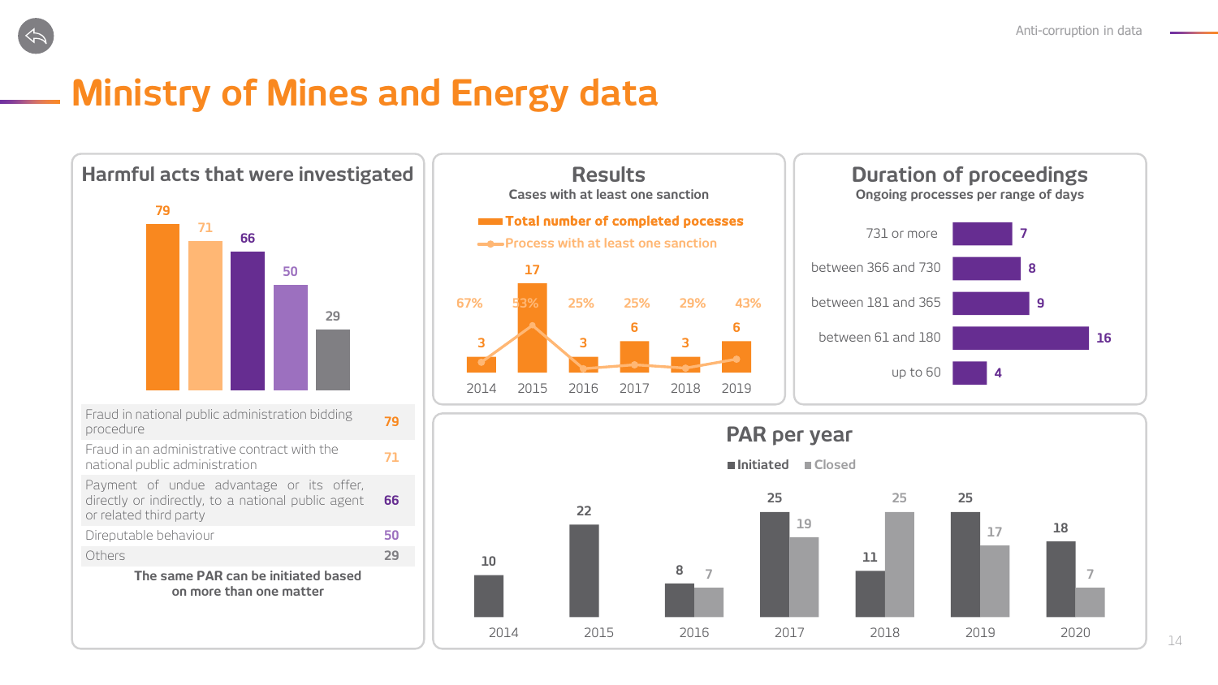# Ministry of Mines and Energy data

## Harmful acts that were investigated

| Harmful act | Count |
|---|---|
| Fraud in national public administration bidding procedure | 79 |
| Fraud in an administrative contract with the national public administration | 71 |
| Payment of undue advantage or its offer, directly or indirectly, to a national public agent or related third party | 66 |
| Direputable behaviour | 50 |
| Others | 29 |

**The same PAR can be initiated based on more than one matter**

## Results

**Cases with at least one sanction**

| Year | Total number of completed pocesses | Process with at least one sanction |
|---|---|---|
| 2014 | 3 | 67% |
| 2015 | 17 | 53% |
| 2016 | 3 | 25% |
| 2017 | 6 | 25% |
| 2018 | 3 | 29% |
| 2019 | 6 | 43% |

## Duration of proceedings

**Ongoing processes per range of days**

| Range of days | Processes |
|---|---|
| 731 or more | 7 |
| between 366 and 730 | 8 |
| between 181 and 365 | 9 |
| between 61 and 180 | 16 |
| up to 60 | 4 |

## PAR per year

| Year | Initiated | Closed |
|---|---|---|
| 2014 | 10 | |
| 2015 | 22 | |
| 2016 | 8 | 7 |
| 2017 | 25 | 19 |
| 2018 | 11 | 25 |
| 2019 | 25 | 17 |
| 2020 | 18 | 7 |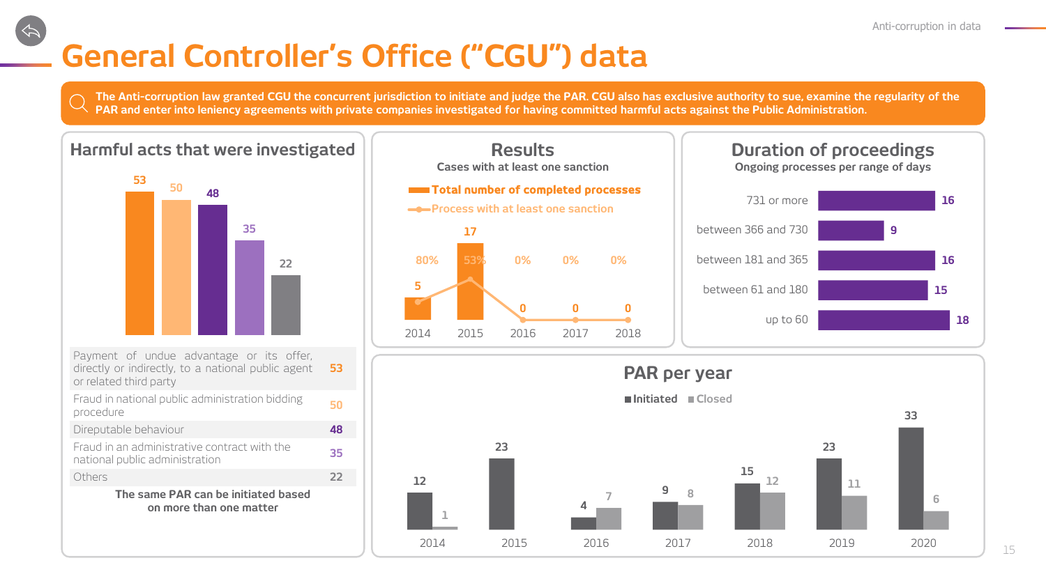# General Controller's Office ("CGU") data

**The Anti-corruption law granted CGU the concurrent jurisdiction to initiate and judge the PAR. CGU also has exclusive authority to sue, examine the regularity of the PAR and enter into leniency agreements with private companies investigated for having committed harmful acts against the Public Administration.**

## Harmful acts that were investigated

| Harmful act | Number |
|---|---|
| Payment of undue advantage or its offer, directly or indirectly, to a national public agent or related third party | 53 |
| Fraud in national public administration bidding procedure | 50 |
| Direputable behaviour | 48 |
| Fraud in an administrative contract with the national public administration | 35 |
| Others | 22 |

**The same PAR can be initiated based on more than one matter**

## Results

Cases with at least one sanction

| Year | Total number of completed processes | Process with at least one sanction |
|---|---|---|
| 2014 | 5 | 80% |
| 2015 | 17 | 53% |
| 2016 | 0 | 0% |
| 2017 | 0 | 0% |
| 2018 | 0 | 0% |

## Duration of proceedings

Ongoing processes per range of days

| Range of days | Processes |
|---|---|
| 731 or more | 16 |
| between 366 and 730 | 9 |
| between 181 and 365 | 16 |
| between 61 and 180 | 15 |
| up to 60 | 18 |

## PAR per year

| Year | Initiated | Closed |
|---|---|---|
| 2014 | 12 | 1 |
| 2015 | 23 | |
| 2016 | 4 | 7 |
| 2017 | 9 | 8 |
| 2018 | 15 | 12 |
| 2019 | 23 | 11 |
| 2020 | 33 | 6 |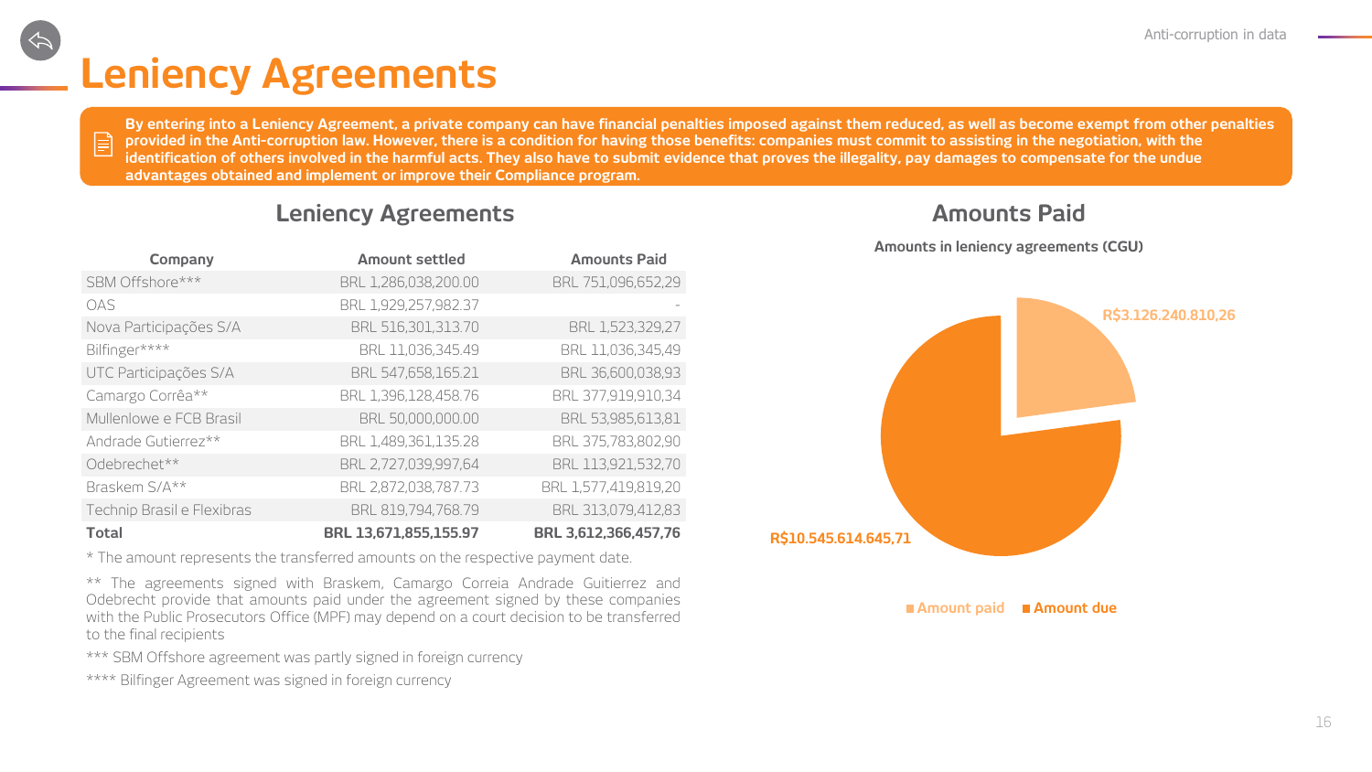# Leniency Agreements

By entering into a Leniency Agreement, a private company can have financial penalties imposed against them reduced, as well as become exempt from other penalties provided in the Anti-corruption law. However, there is a condition for having those benefits: companies must commit to assisting in the negotiation, with the identification of others involved in the harmful acts. They also have to submit evidence that proves the illegality, pay damages to compensate for the undue advantages obtained and implement or improve their Compliance program.

## Leniency Agreements

| Company | Amount settled | Amounts Paid |
|---|---|---|
| SBM Offshore*** | BRL 1,286,038,200.00 | BRL 751,096,652,29 |
| OAS | BRL 1,929,257,982.37 | - |
| Nova Participações S/A | BRL 516,301,313.70 | BRL 1,523,329,27 |
| Bilfinger**** | BRL 11,036,345.49 | BRL 11,036,345,49 |
| UTC Participações S/A | BRL 547,658,165.21 | BRL 36,600,038,93 |
| Camargo Corrêa** | BRL 1,396,128,458.76 | BRL 377,919,910,34 |
| Mullenlowe e FCB Brasil | BRL 50,000,000.00 | BRL 53,985,613,81 |
| Andrade Gutierrez** | BRL 1,489,361,135.28 | BRL 375,783,802,90 |
| Odebrecht** | BRL 2,727,039,997,64 | BRL 113,921,532,70 |
| Braskem S/A** | BRL 2,872,038,787.73 | BRL 1,577,419,819,20 |
| Technip Brasil e Flexibras | BRL 819,794,768.79 | BRL 313,079,412,83 |
| **Total** | **BRL 13,671,855,155.97** | **BRL 3,612,366,457,76** |

* The amount represents the transferred amounts on the respective payment date.

** The agreements signed with Braskem, Camargo Correia Andrade Guitierrez and Odebrecht provide that amounts paid under the agreement signed by these companies with the Public Prosecutors Office (MPF) may depend on a court decision to be transferred to the final recipients

*** SBM Offshore agreement was partly signed in foreign currency

**** Bilfinger Agreement was signed in foreign currency

## Amounts Paid

**Amounts in leniency agreements (CGU)**

- Amount paid: R$3.126.240.810,26
- Amount due: R$10.545.614.645,71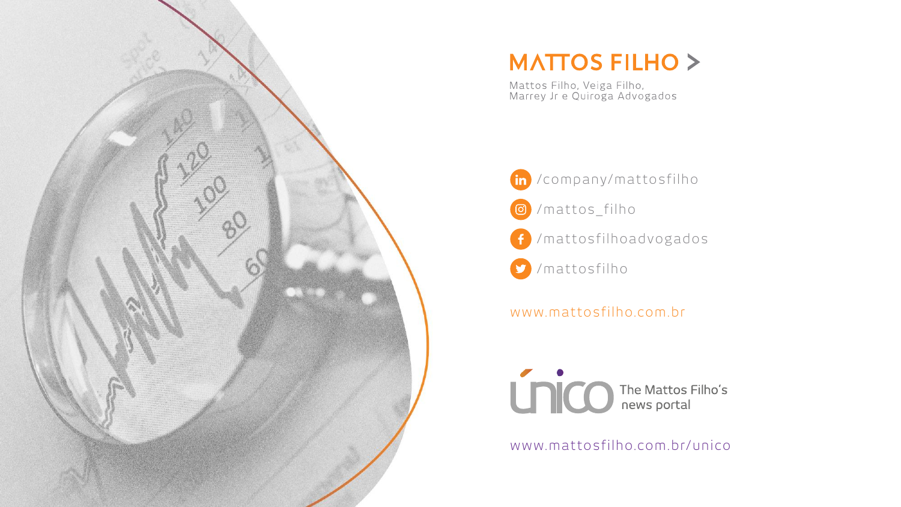# MATTOS FILHO >

Mattos Filho, Veiga Filho, Marrey Jr e Quiroga Advogados

/company/mattosfilho

/mattos_filho

/mattosfilhoadvogados

/mattosfilho

www.mattosfilho.com.br

único The Mattos Filho's news portal

www.mattosfilho.com.br/unico